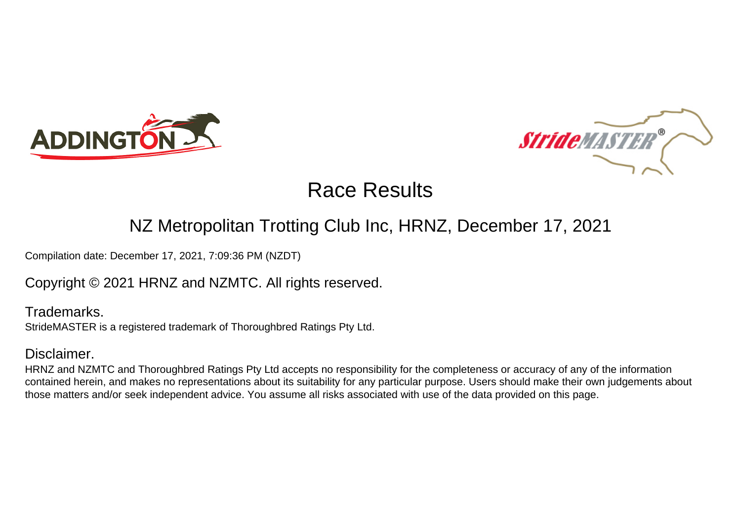# Race Results

## NZ Metropolitan Trotting Club Inc, HRNZ, December 17, 2021

Compilation date: December 17, 2021, 7:09:36 PM (NZDT)

Copyright © 2021 HRNZ and NZMTC. All rights reserved.

### Trademarks.

StrideMASTER is a registered trademark of Thoroughbred Ratings Pty Ltd.

### Disclaimer.

HRNZ and NZMTC and Thoroughbred Ratings Pty Ltd accepts no responsibility for the completeness or accuracy of any of the information contained herein, and makes no representations about its suitability for any particular purpose. Users should make their own judgements about those matters and/or seek independent advice. You assume all risks associated with use of the data provided on this page.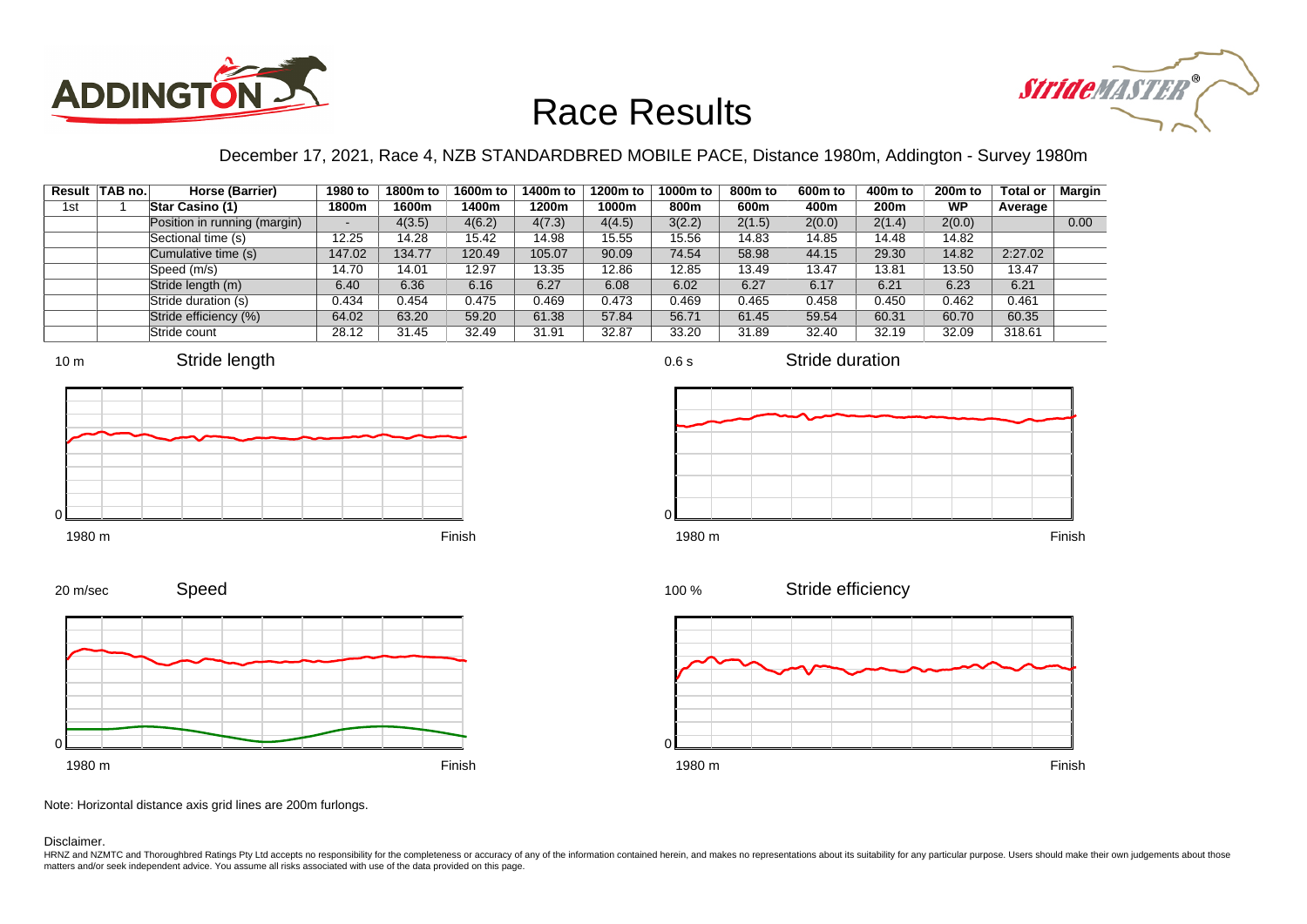# Race Results

December 17, 2021, Race 4, NZB STANDARDBRED MOBILE PACE, Distance 1980m, Addington - Survey 1980m

| Result | TAB no. | Horse (Barrier) | 1980 to 1800m | 1800m to 1600m | 1600m to 1400m | 1400m to 1200m | 1200m to 1000m | 1000m to 800m | 800m to 600m | 600m to 400m | 400m to 200m | 200m to WP | Total or Average | Margin |
|---|---|---|---|---|---|---|---|---|---|---|---|---|---|---|
| 1st | 1 | Star Casino (1) | | | | | | | | | | | | |
| | | Position in running (margin) | - | 4(3.5) | 4(6.2) | 4(7.3) | 4(4.5) | 3(2.2) | 2(1.5) | 2(0.0) | 2(1.4) | 2(0.0) | | 0.00 |
| | | Sectional time (s) | 12.25 | 14.28 | 15.42 | 14.98 | 15.55 | 15.56 | 14.83 | 14.85 | 14.48 | 14.82 | | |
| | | Cumulative time (s) | 147.02 | 134.77 | 120.49 | 105.07 | 90.09 | 74.54 | 58.98 | 44.15 | 29.30 | 14.82 | 2:27.02 | |
| | | Speed (m/s) | 14.70 | 14.01 | 12.97 | 13.35 | 12.86 | 12.85 | 13.49 | 13.47 | 13.81 | 13.50 | 13.47 | |
| | | Stride length (m) | 6.40 | 6.36 | 6.16 | 6.27 | 6.08 | 6.02 | 6.27 | 6.17 | 6.21 | 6.23 | 6.21 | |
| | | Stride duration (s) | 0.434 | 0.454 | 0.475 | 0.469 | 0.473 | 0.469 | 0.465 | 0.458 | 0.450 | 0.462 | 0.461 | |
| | | Stride efficiency (%) | 64.02 | 63.20 | 59.20 | 61.38 | 57.84 | 56.71 | 61.45 | 59.54 | 60.31 | 60.70 | 60.35 | |
| | | Stride count | 28.12 | 31.45 | 32.49 | 31.91 | 32.87 | 33.20 | 31.89 | 32.40 | 32.19 | 32.09 | 318.61 | |

Stride length (10 m; 0; 1980 m – Finish)

Stride duration (0.6 s; 0; 1980 m – Finish)

Speed (20 m/sec; 0; 1980 m – Finish)

Stride efficiency (100 %; 0; 1980 m – Finish)

Note: Horizontal distance axis grid lines are 200m furlongs.

Disclaimer.

HRNZ and NZMTC and Thoroughbred Ratings Pty Ltd accepts no responsibility for the completeness or accuracy of any of the information contained herein, and makes no representations about its suitability for any particular purpose. Users should make their own judgements about those matters and/or seek independent advice. You assume all risks associated with use of the data provided on this page.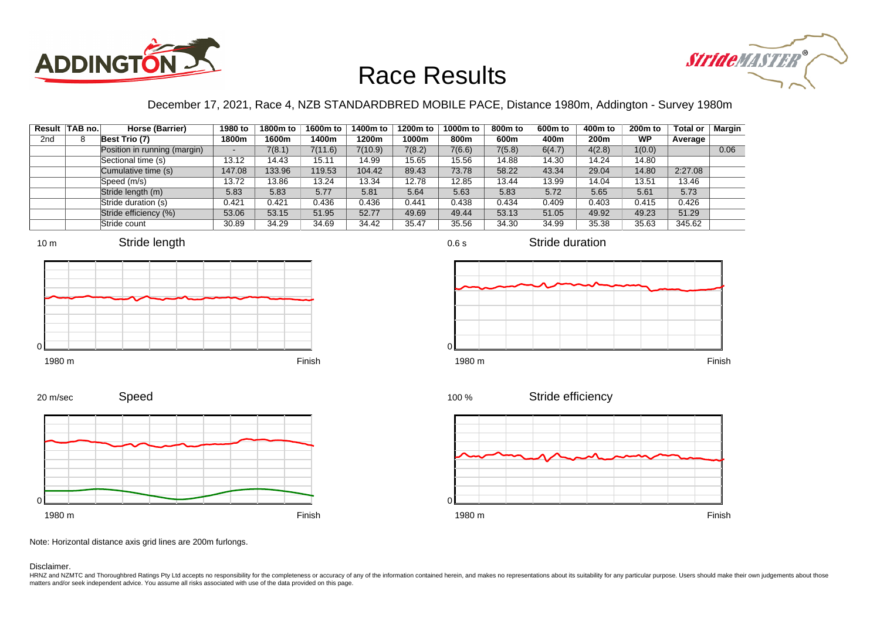# Race Results

December 17, 2021, Race 4, NZB STANDARDBRED MOBILE PACE, Distance 1980m, Addington - Survey 1980m

| Result | TAB no. | Horse (Barrier) | 1980 to 1800m | 1800m to 1600m | 1600m to 1400m | 1400m to 1200m | 1200m to 1000m | 1000m to 800m | 800m to 600m | 600m to 400m | 400m to 200m | 200m to WP | Total or Average | Margin |
|---|---|---|---|---|---|---|---|---|---|---|---|---|---|---|
| 2nd | 8 | **Best Trio (7)** | | | | | | | | | | | | |
| | | Position in running (margin) | - | 7(8.1) | 7(11.6) | 7(10.9) | 7(8.2) | 7(6.6) | 7(5.8) | 6(4.7) | 4(2.8) | 1(0.0) | | 0.06 |
| | | Sectional time (s) | 13.12 | 14.43 | 15.11 | 14.99 | 15.65 | 15.56 | 14.88 | 14.30 | 14.24 | 14.80 | | |
| | | Cumulative time (s) | 147.08 | 133.96 | 119.53 | 104.42 | 89.43 | 73.78 | 58.22 | 43.34 | 29.04 | 14.80 | 2:27.08 | |
| | | Speed (m/s) | 13.72 | 13.86 | 13.24 | 13.34 | 12.78 | 12.85 | 13.44 | 13.99 | 14.04 | 13.51 | 13.46 | |
| | | Stride length (m) | 5.83 | 5.83 | 5.77 | 5.81 | 5.64 | 5.63 | 5.83 | 5.72 | 5.65 | 5.61 | 5.73 | |
| | | Stride duration (s) | 0.421 | 0.421 | 0.436 | 0.436 | 0.441 | 0.438 | 0.434 | 0.409 | 0.403 | 0.415 | 0.426 | |
| | | Stride efficiency (%) | 53.06 | 53.15 | 51.95 | 52.77 | 49.69 | 49.44 | 53.13 | 51.05 | 49.92 | 49.23 | 51.29 | |
| | | Stride count | 30.89 | 34.29 | 34.69 | 34.42 | 35.47 | 35.56 | 34.30 | 34.99 | 35.38 | 35.63 | 345.62 | |

Stride length (10 m; 1980 m to Finish)

Stride duration (0.6 s; 1980 m to Finish)

Speed (20 m/sec; 1980 m to Finish)

Stride efficiency (100 %; 1980 m to Finish)

Note: Horizontal distance axis grid lines are 200m furlongs.

Disclaimer.

HRNZ and NZMTC and Thoroughbred Ratings Pty Ltd accepts no responsibility for the completeness or accuracy of any of the information contained herein, and makes no representations about its suitability for any particular purpose. Users should make their own judgements about those matters and/or seek independent advice. You assume all risks associated with use of the data provided on this page.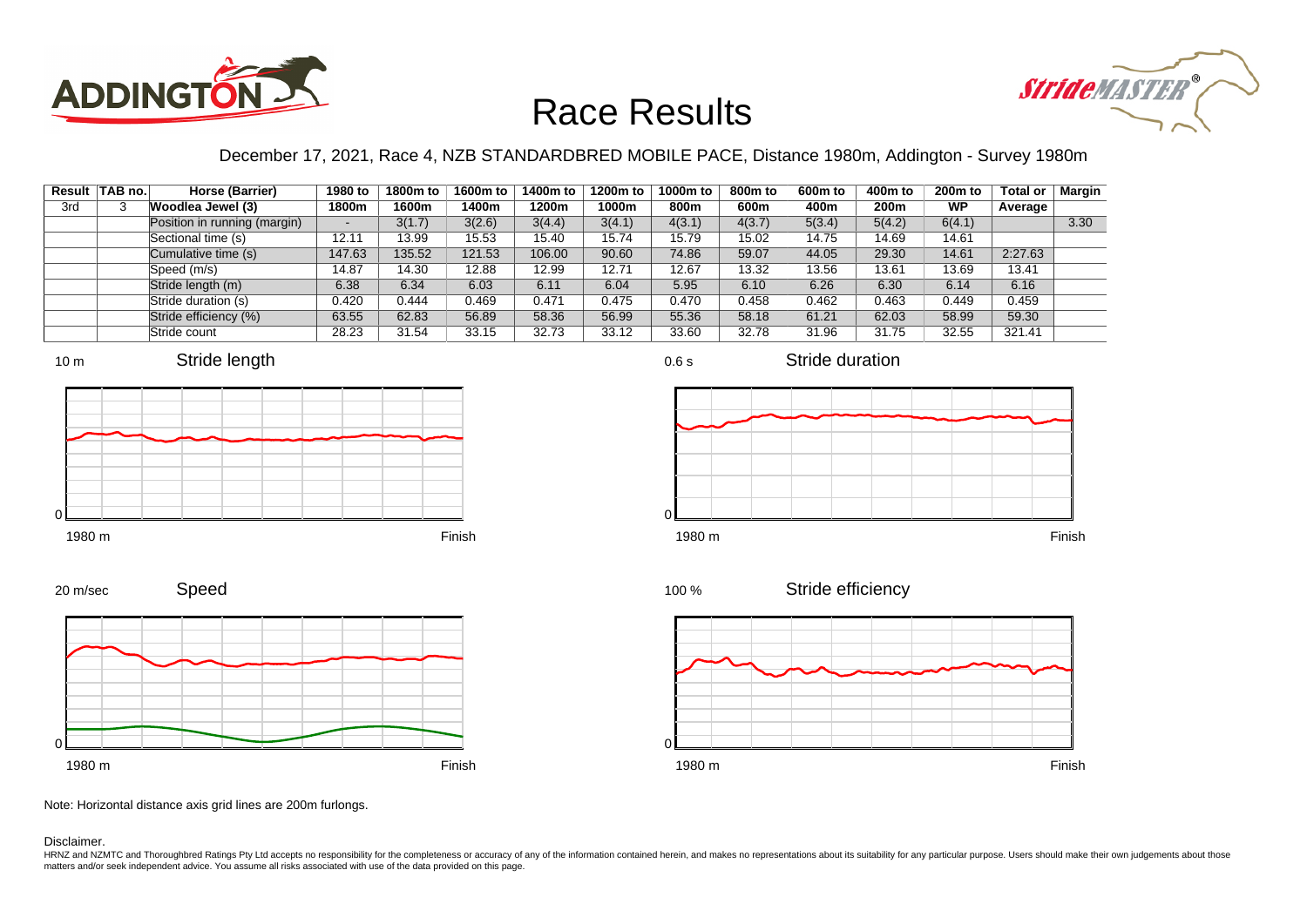# Race Results

December 17, 2021, Race 4, NZB STANDARDBRED MOBILE PACE, Distance 1980m, Addington - Survey 1980m

| Result | TAB no. | Horse (Barrier) | 1980 to 1800m | 1800m to 1600m | 1600m to 1400m | 1400m to 1200m | 1200m to 1000m | 1000m to 800m | 800m to 600m | 600m to 400m | 400m to 200m | 200m to WP | Total or Average | Margin |
|---|---|---|---|---|---|---|---|---|---|---|---|---|---|---|
| 3rd | 3 | **Woodlea Jewel (3)** | | | | | | | | | | | | |
| | | Position in running (margin) | - | 3(1.7) | 3(2.6) | 3(4.4) | 3(4.1) | 4(3.1) | 4(3.7) | 5(3.4) | 5(4.2) | 6(4.1) | | 3.30 |
| | | Sectional time (s) | 12.11 | 13.99 | 15.53 | 15.40 | 15.74 | 15.79 | 15.02 | 14.75 | 14.69 | 14.61 | | |
| | | Cumulative time (s) | 147.63 | 135.52 | 121.53 | 106.00 | 90.60 | 74.86 | 59.07 | 44.05 | 29.30 | 14.61 | 2:27.63 | |
| | | Speed (m/s) | 14.87 | 14.30 | 12.88 | 12.99 | 12.71 | 12.67 | 13.32 | 13.56 | 13.61 | 13.69 | 13.41 | |
| | | Stride length (m) | 6.38 | 6.34 | 6.03 | 6.11 | 6.04 | 5.95 | 6.10 | 6.26 | 6.30 | 6.14 | 6.16 | |
| | | Stride duration (s) | 0.420 | 0.444 | 0.469 | 0.471 | 0.475 | 0.470 | 0.458 | 0.462 | 0.463 | 0.449 | 0.459 | |
| | | Stride efficiency (%) | 63.55 | 62.83 | 56.89 | 58.36 | 56.99 | 55.36 | 58.18 | 61.21 | 62.03 | 58.99 | 59.30 | |
| | | Stride count | 28.23 | 31.54 | 33.15 | 32.73 | 33.12 | 33.60 | 32.78 | 31.96 | 31.75 | 32.55 | 321.41 | |

Note: Horizontal distance axis grid lines are 200m furlongs.

Disclaimer.

HRNZ and NZMTC and Thoroughbred Ratings Pty Ltd accepts no responsibility for the completeness or accuracy of any of the information contained herein, and makes no representations about its suitability for any particular purpose. Users should make their own judgements about those matters and/or seek independent advice. You assume all risks associated with use of the data provided on this page.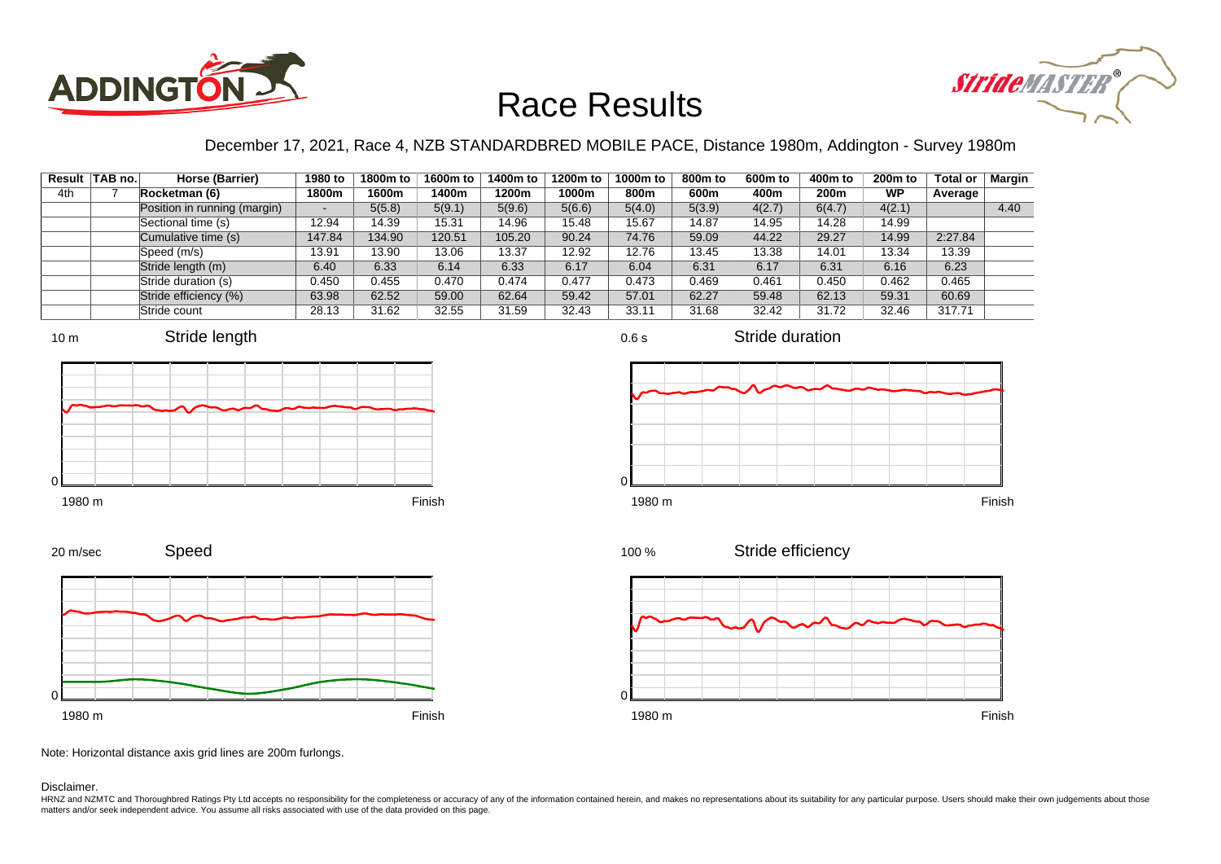# Race Results

December 17, 2021, Race 4, NZB STANDARDBRED MOBILE PACE, Distance 1980m, Addington - Survey 1980m

| Result | TAB no. | Horse (Barrier) | 1980 to 1800m | 1800m to 1600m | 1600m to 1400m | 1400m to 1200m | 1200m to 1000m | 1000m to 800m | 800m to 600m | 600m to 400m | 400m to 200m | 200m to WP | Total or Average | Margin |
|---|---|---|---|---|---|---|---|---|---|---|---|---|---|---|
| 4th | 7 | Rocketman (6) | | | | | | | | | | | | |
| | | Position in running (margin) | - | 5(5.8) | 5(9.1) | 5(9.6) | 5(6.6) | 5(4.0) | 5(3.9) | 4(2.7) | 6(4.7) | 4(2.1) | | 4.40 |
| | | Sectional time (s) | 12.94 | 14.39 | 15.31 | 14.96 | 15.48 | 15.67 | 14.87 | 14.95 | 14.28 | 14.99 | | |
| | | Cumulative time (s) | 147.84 | 134.90 | 120.51 | 105.20 | 90.24 | 74.76 | 59.09 | 44.22 | 29.27 | 14.99 | 2:27.84 | |
| | | Speed (m/s) | 13.91 | 13.90 | 13.06 | 13.37 | 12.92 | 12.76 | 13.45 | 13.38 | 14.01 | 13.34 | 13.39 | |
| | | Stride length (m) | 6.40 | 6.33 | 6.14 | 6.33 | 6.17 | 6.04 | 6.31 | 6.17 | 6.31 | 6.16 | 6.23 | |
| | | Stride duration (s) | 0.450 | 0.455 | 0.470 | 0.474 | 0.477 | 0.473 | 0.469 | 0.461 | 0.450 | 0.462 | 0.465 | |
| | | Stride efficiency (%) | 63.98 | 62.52 | 59.00 | 62.64 | 59.42 | 57.01 | 62.27 | 59.48 | 62.13 | 59.31 | 60.69 | |
| | | Stride count | 28.13 | 31.62 | 32.55 | 31.59 | 32.43 | 33.11 | 31.68 | 32.42 | 31.72 | 32.46 | 317.71 | |

Stride length (10 m scale; 1980 m to Finish)

Stride duration (0.6 s scale; 1980 m to Finish)

Speed (20 m/sec scale; 1980 m to Finish)

Stride efficiency (100 % scale; 1980 m to Finish)

Note: Horizontal distance axis grid lines are 200m furlongs.

Disclaimer.

HRNZ and NZMTC and Thoroughbred Ratings Pty Ltd accepts no responsibility for the completeness or accuracy of any of the information contained herein, and makes no representations about its suitability for any particular purpose. Users should make their own judgements about those matters and/or seek independent advice. You assume all risks associated with use of the data provided on this page.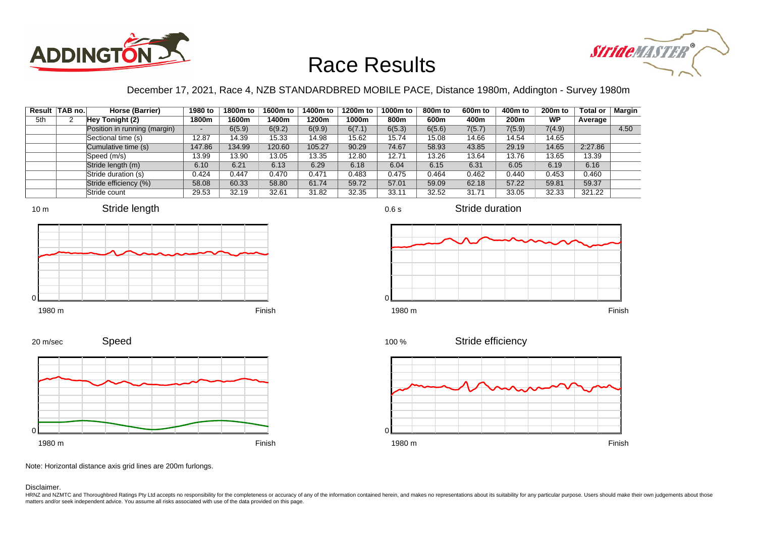# Race Results

December 17, 2021, Race 4, NZB STANDARDBRED MOBILE PACE, Distance 1980m, Addington - Survey 1980m

| Result | TAB no. | Horse (Barrier) | 1980 to 1800m | 1800m to 1600m | 1600m to 1400m | 1400m to 1200m | 1200m to 1000m | 1000m to 800m | 800m to 600m | 600m to 400m | 400m to 200m | 200m to WP | Total or Average | Margin |
|---|---|---|---|---|---|---|---|---|---|---|---|---|---|---|
| 5th | 2 | **Hey Tonight (2)** | | | | | | | | | | | | |
| | | Position in running (margin) | - | 6(5.9) | 6(9.2) | 6(9.9) | 6(7.1) | 6(5.3) | 6(5.6) | 7(5.7) | 7(5.9) | 7(4.9) | | 4.50 |
| | | Sectional time (s) | 12.87 | 14.39 | 15.33 | 14.98 | 15.62 | 15.74 | 15.08 | 14.66 | 14.54 | 14.65 | | |
| | | Cumulative time (s) | 147.86 | 134.99 | 120.60 | 105.27 | 90.29 | 74.67 | 58.93 | 43.85 | 29.19 | 14.65 | 2:27.86 | |
| | | Speed (m/s) | 13.99 | 13.90 | 13.05 | 13.35 | 12.80 | 12.71 | 13.26 | 13.64 | 13.76 | 13.65 | 13.39 | |
| | | Stride length (m) | 6.10 | 6.21 | 6.13 | 6.29 | 6.18 | 6.04 | 6.15 | 6.31 | 6.05 | 6.19 | 6.16 | |
| | | Stride duration (s) | 0.424 | 0.447 | 0.470 | 0.471 | 0.483 | 0.475 | 0.464 | 0.462 | 0.440 | 0.453 | 0.460 | |
| | | Stride efficiency (%) | 58.08 | 60.33 | 58.80 | 61.74 | 59.72 | 57.01 | 59.09 | 62.18 | 57.22 | 59.81 | 59.37 | |
| | | Stride count | 29.53 | 32.19 | 32.61 | 31.82 | 32.35 | 33.11 | 32.52 | 31.71 | 33.05 | 32.33 | 321.22 | |

Note: Horizontal distance axis grid lines are 200m furlongs.

Disclaimer.

HRNZ and NZMTC and Thoroughbred Ratings Pty Ltd accepts no responsibility for the completeness or accuracy of any of the information contained herein, and makes no representations about its suitability for any particular purpose. Users should make their own judgements about those matters and/or seek independent advice. You assume all risks associated with use of the data provided on this page.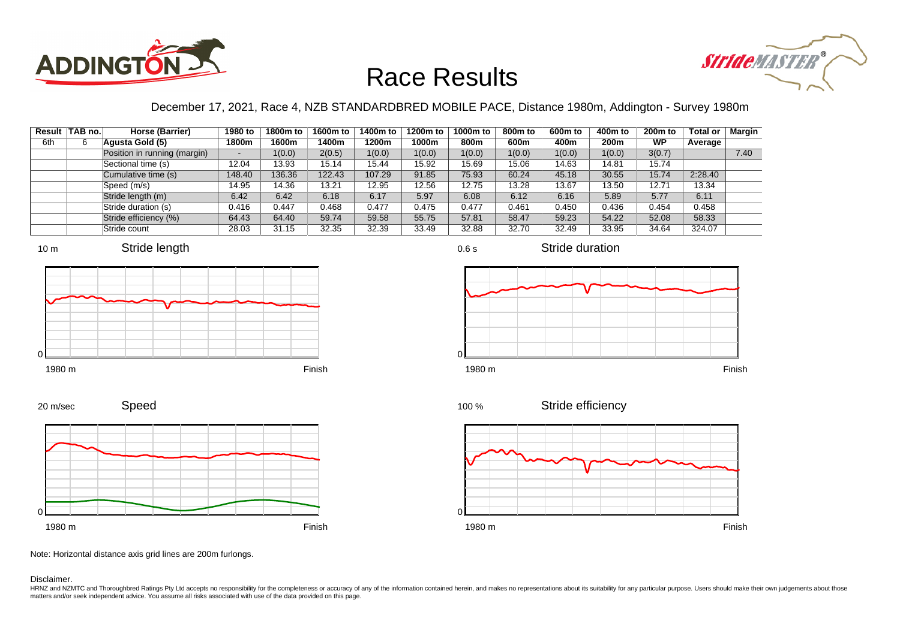# Race Results

December 17, 2021, Race 4, NZB STANDARDBRED MOBILE PACE, Distance 1980m, Addington - Survey 1980m

| Result | TAB no. | Horse (Barrier) | 1980 to 1800m | 1800m to 1600m | 1600m to 1400m | 1400m to 1200m | 1200m to 1000m | 1000m to 800m | 800m to 600m | 600m to 400m | 400m to 200m | 200m to WP | Total or Average | Margin |
|---|---|---|---|---|---|---|---|---|---|---|---|---|---|---|
| 6th | 6 | Agusta Gold (5) | | | | | | | | | | | | |
| | | Position in running (margin) | - | 1(0.0) | 2(0.5) | 1(0.0) | 1(0.0) | 1(0.0) | 1(0.0) | 1(0.0) | 1(0.0) | 3(0.7) | | 7.40 |
| | | Sectional time (s) | 12.04 | 13.93 | 15.14 | 15.44 | 15.92 | 15.69 | 15.06 | 14.63 | 14.81 | 15.74 | | |
| | | Cumulative time (s) | 148.40 | 136.36 | 122.43 | 107.29 | 91.85 | 75.93 | 60.24 | 45.18 | 30.55 | 15.74 | 2:28.40 | |
| | | Speed (m/s) | 14.95 | 14.36 | 13.21 | 12.95 | 12.56 | 12.75 | 13.28 | 13.67 | 13.50 | 12.71 | 13.34 | |
| | | Stride length (m) | 6.42 | 6.42 | 6.18 | 6.17 | 5.97 | 6.08 | 6.12 | 6.16 | 5.89 | 5.77 | 6.11 | |
| | | Stride duration (s) | 0.416 | 0.447 | 0.468 | 0.477 | 0.475 | 0.477 | 0.461 | 0.450 | 0.436 | 0.454 | 0.458 | |
| | | Stride efficiency (%) | 64.43 | 64.40 | 59.74 | 59.58 | 55.75 | 57.81 | 58.47 | 59.23 | 54.22 | 52.08 | 58.33 | |
| | | Stride count | 28.03 | 31.15 | 32.35 | 32.39 | 33.49 | 32.88 | 32.70 | 32.49 | 33.95 | 34.64 | 324.07 | |

Note: Horizontal distance axis grid lines are 200m furlongs.

Disclaimer.

HRNZ and NZMTC and Thoroughbred Ratings Pty Ltd accepts no responsibility for the completeness or accuracy of any of the information contained herein, and makes no representations about its suitability for any particular purpose. Users should make their own judgements about those matters and/or seek independent advice. You assume all risks associated with use of the data provided on this page.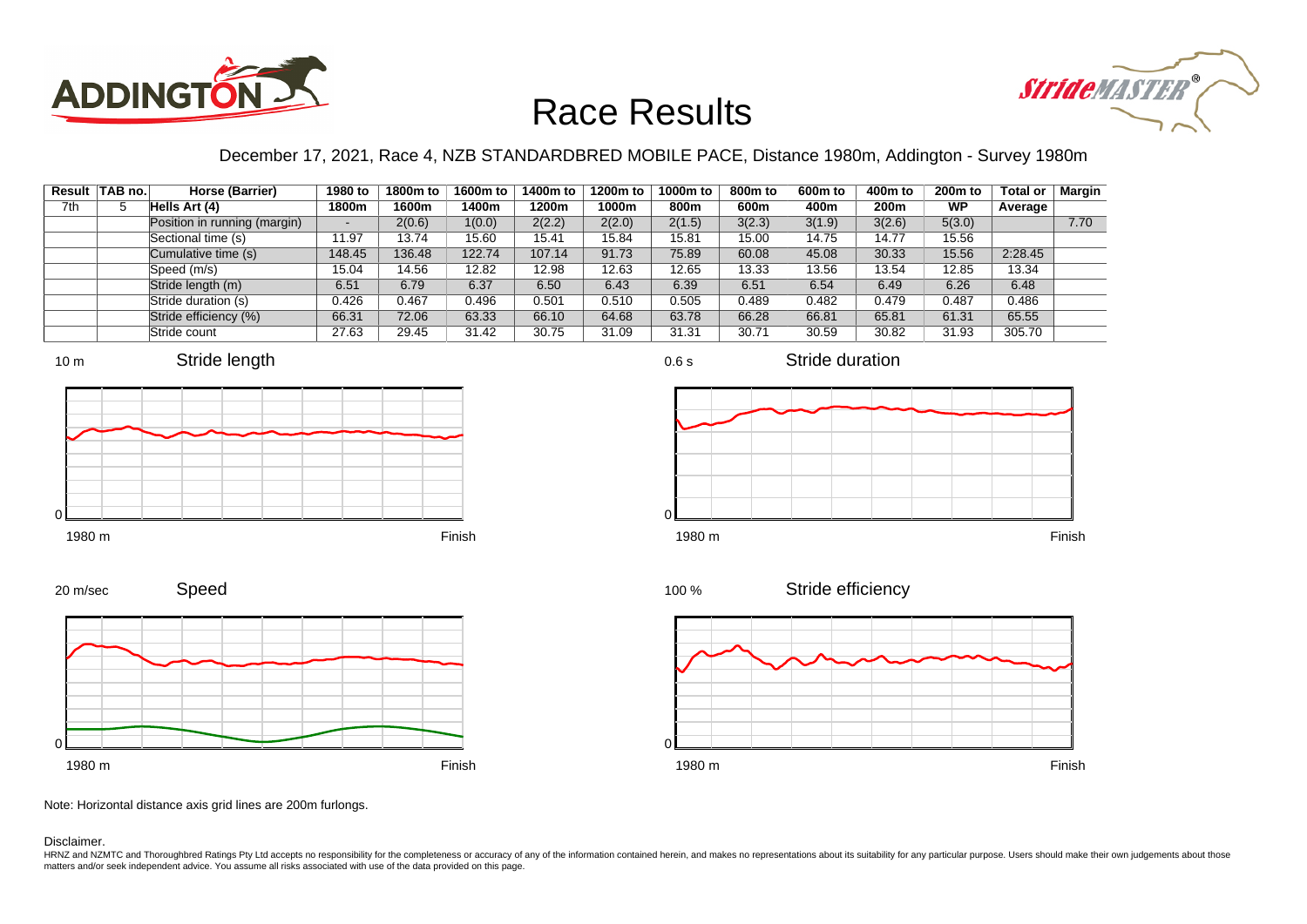# Race Results

December 17, 2021, Race 4, NZB STANDARDBRED MOBILE PACE, Distance 1980m, Addington - Survey 1980m

| Result | TAB no. | Horse (Barrier) | 1980 to 1800m | 1800m to 1600m | 1600m to 1400m | 1400m to 1200m | 1200m to 1000m | 1000m to 800m | 800m to 600m | 600m to 400m | 400m to 200m | 200m to WP | Total or Average | Margin |
|---|---|---|---|---|---|---|---|---|---|---|---|---|---|---|
| 7th | 5 | Hells Art (4) | | | | | | | | | | | | |
| | | Position in running (margin) | - | 2(0.6) | 1(0.0) | 2(2.2) | 2(2.0) | 2(1.5) | 3(2.3) | 3(1.9) | 3(2.6) | 5(3.0) | | 7.70 |
| | | Sectional time (s) | 11.97 | 13.74 | 15.60 | 15.41 | 15.84 | 15.81 | 15.00 | 14.75 | 14.77 | 15.56 | | |
| | | Cumulative time (s) | 148.45 | 136.48 | 122.74 | 107.14 | 91.73 | 75.89 | 60.08 | 45.08 | 30.33 | 15.56 | 2:28.45 | |
| | | Speed (m/s) | 15.04 | 14.56 | 12.82 | 12.98 | 12.63 | 12.65 | 13.33 | 13.56 | 13.54 | 12.85 | 13.34 | |
| | | Stride length (m) | 6.51 | 6.79 | 6.37 | 6.50 | 6.43 | 6.39 | 6.51 | 6.54 | 6.49 | 6.26 | 6.48 | |
| | | Stride duration (s) | 0.426 | 0.467 | 0.496 | 0.501 | 0.510 | 0.505 | 0.489 | 0.482 | 0.479 | 0.487 | 0.486 | |
| | | Stride efficiency (%) | 66.31 | 72.06 | 63.33 | 66.10 | 64.68 | 63.78 | 66.28 | 66.81 | 65.81 | 61.31 | 65.55 | |
| | | Stride count | 27.63 | 29.45 | 31.42 | 30.75 | 31.09 | 31.31 | 30.71 | 30.59 | 30.82 | 31.93 | 305.70 | |

10 m
Stride length
0
1980 m
Finish

0.6 s
Stride duration
0
1980 m
Finish

20 m/sec
Speed
0
1980 m
Finish

100 %
Stride efficiency
0
1980 m
Finish

Note: Horizontal distance axis grid lines are 200m furlongs.

Disclaimer.

HRNZ and NZMTC and Thoroughbred Ratings Pty Ltd accepts no responsibility for the completeness or accuracy of any of the information contained herein, and makes no representations about its suitability for any particular purpose. Users should make their own judgements about those matters and/or seek independent advice. You assume all risks associated with use of the data provided on this page.